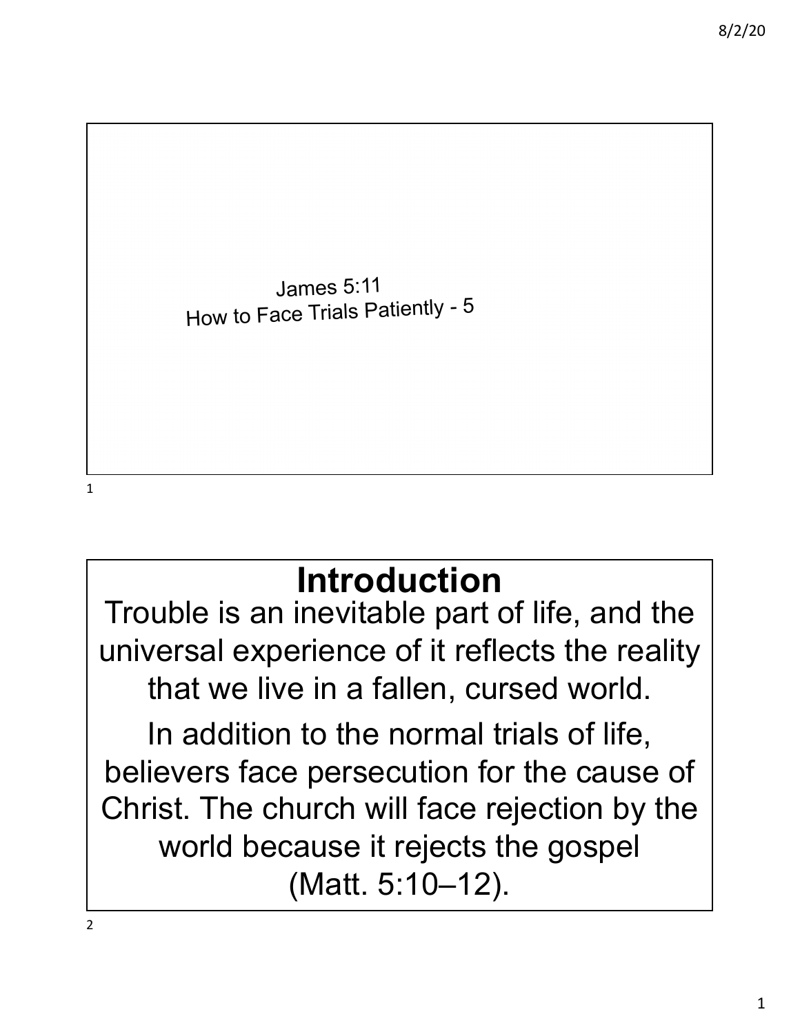James 5:11

How to Face Trials Patiently - 5

# Introduction

Trouble is an inevitable part of life, and the universal experience of it reflects the reality that we live in a fallen, cursed world.

In addition to the normal trials of life, believers face persecution for the cause of Christ. The church will face rejection by the world because it rejects the gospel (Matt. 5:10–12).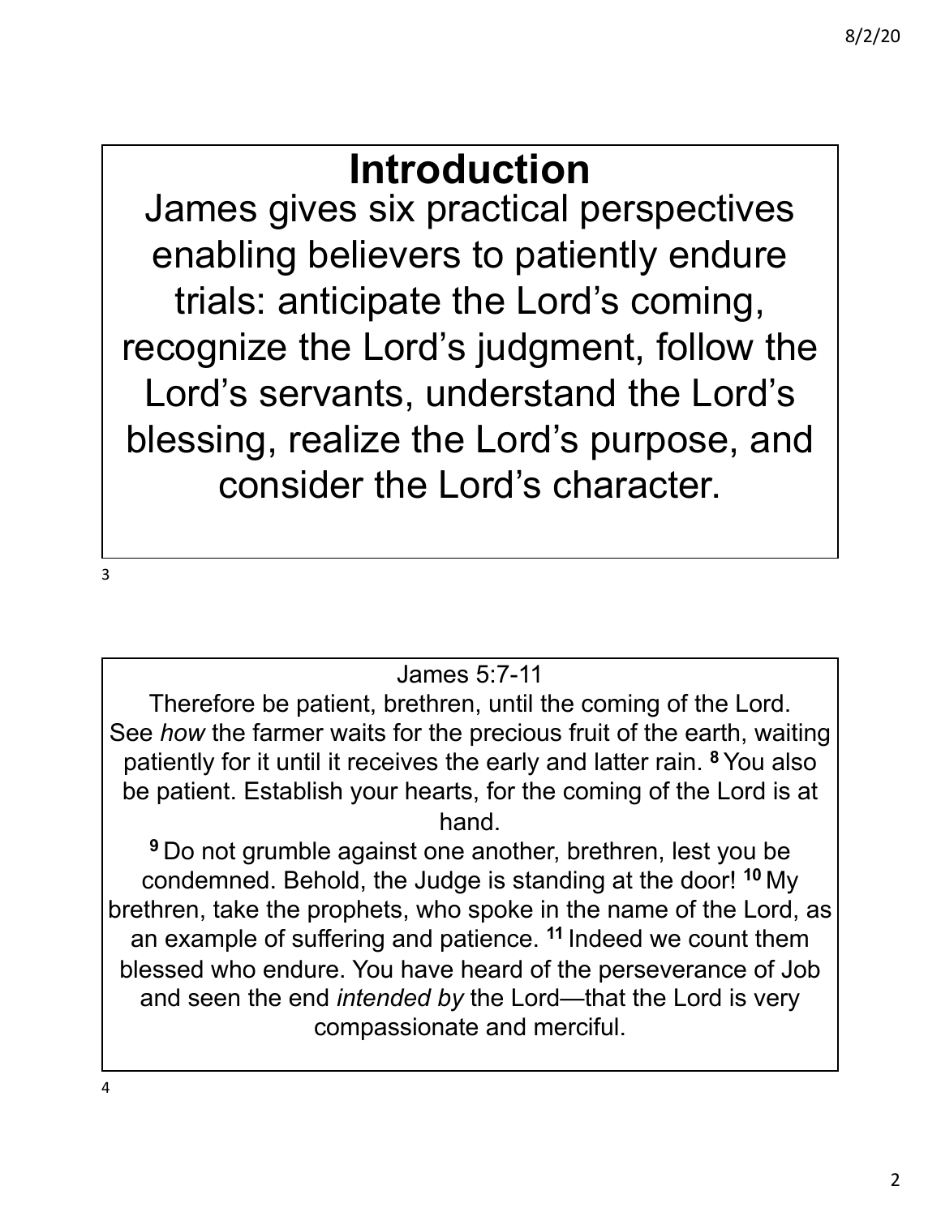# Introduction

James gives six practical perspectives enabling believers to patiently endure trials: anticipate the Lord's coming, recognize the Lord's judgment, follow the Lord's servants, understand the Lord's blessing, realize the Lord's purpose, and consider the Lord's character.

James 5:7-11

Therefore be patient, brethren, until the coming of the Lord. See *how* the farmer waits for the precious fruit of the earth, waiting patiently for it until it receives the early and latter rain. **8** You also be patient. Establish your hearts, for the coming of the Lord is at hand.

**9** Do not grumble against one another, brethren, lest you be condemned. Behold, the Judge is standing at the door! **10** My brethren, take the prophets, who spoke in the name of the Lord, as an example of suffering and patience. **11** Indeed we count them blessed who endure. You have heard of the perseverance of Job and seen the end *intended by* the Lord—that the Lord is very compassionate and merciful.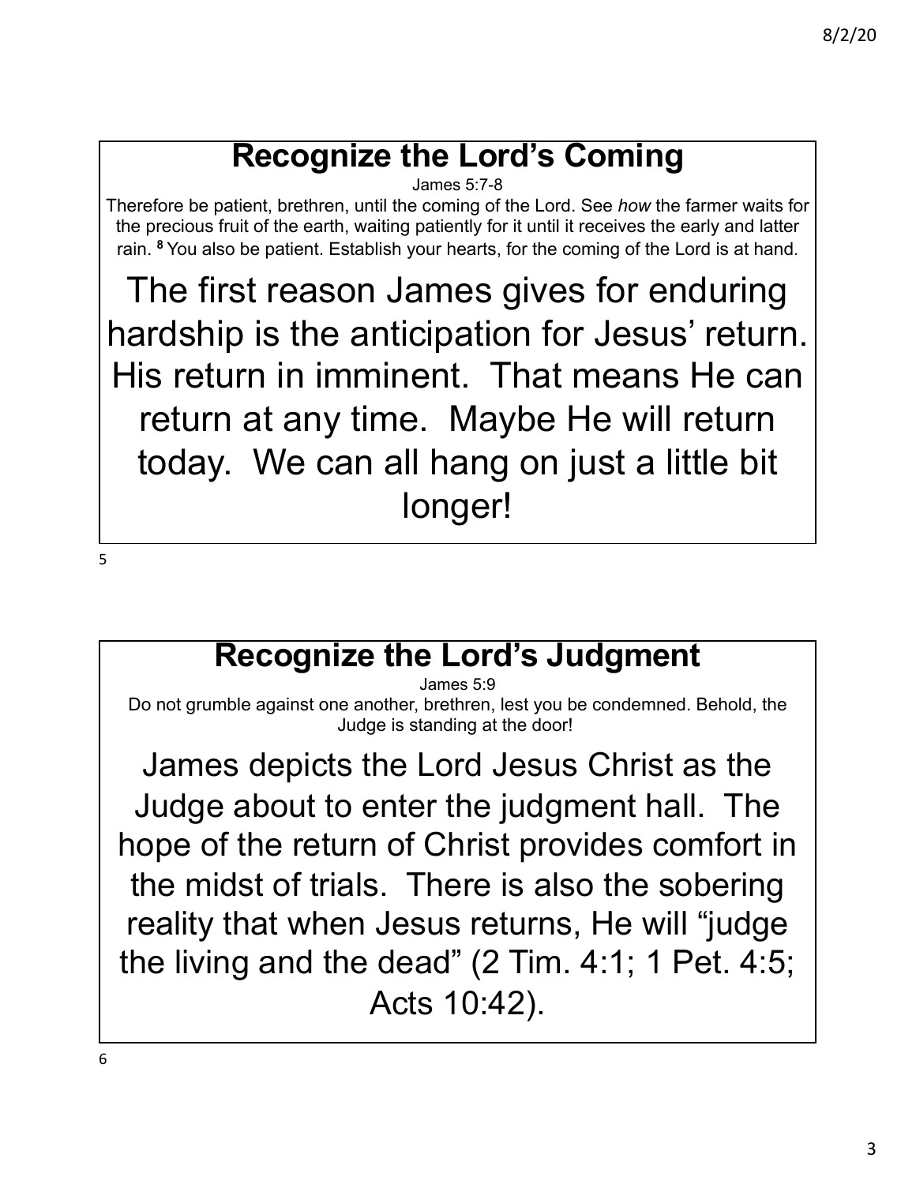## Recognize the Lord's Coming

James 5:7-8

Therefore be patient, brethren, until the coming of the Lord. See *how* the farmer waits for the precious fruit of the earth, waiting patiently for it until it receives the early and latter rain. **8** You also be patient. Establish your hearts, for the coming of the Lord is at hand.

The first reason James gives for enduring hardship is the anticipation for Jesus' return. His return in imminent. That means He can return at any time. Maybe He will return today. We can all hang on just a little bit longer!

## Recognize the Lord's Judgment

James 5:9

Do not grumble against one another, brethren, lest you be condemned. Behold, the Judge is standing at the door!

James depicts the Lord Jesus Christ as the Judge about to enter the judgment hall. The hope of the return of Christ provides comfort in the midst of trials. There is also the sobering reality that when Jesus returns, He will "judge the living and the dead" (2 Tim. 4:1; 1 Pet. 4:5; Acts 10:42).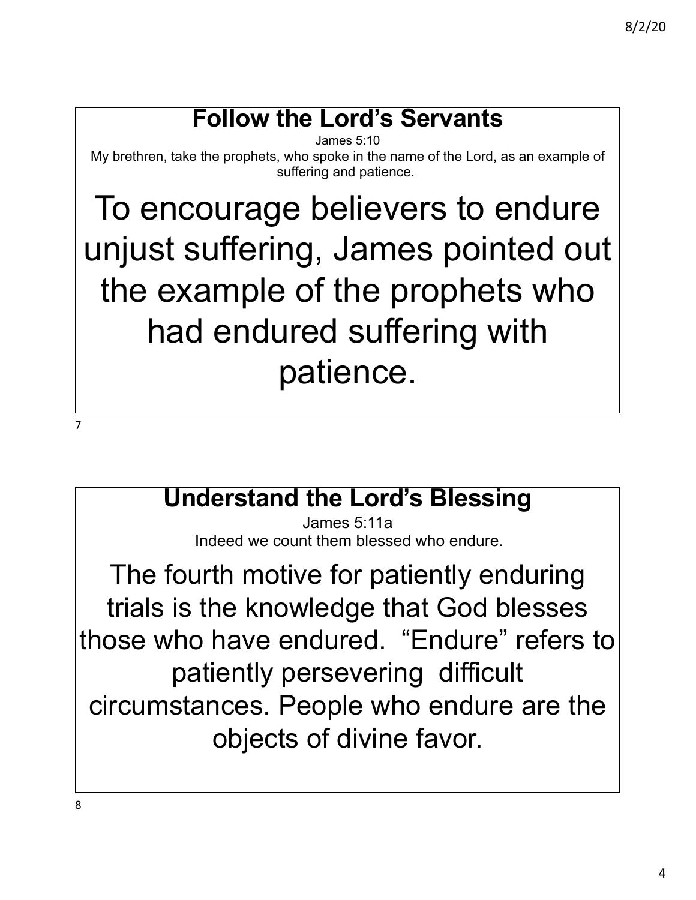## Follow the Lord's Servants

James 5:10

My brethren, take the prophets, who spoke in the name of the Lord, as an example of suffering and patience.

To encourage believers to endure unjust suffering, James pointed out the example of the prophets who had endured suffering with patience.

## Understand the Lord's Blessing

James 5:11a

Indeed we count them blessed who endure.

The fourth motive for patiently enduring trials is the knowledge that God blesses those who have endured. "Endure" refers to patiently persevering difficult circumstances. People who endure are the objects of divine favor.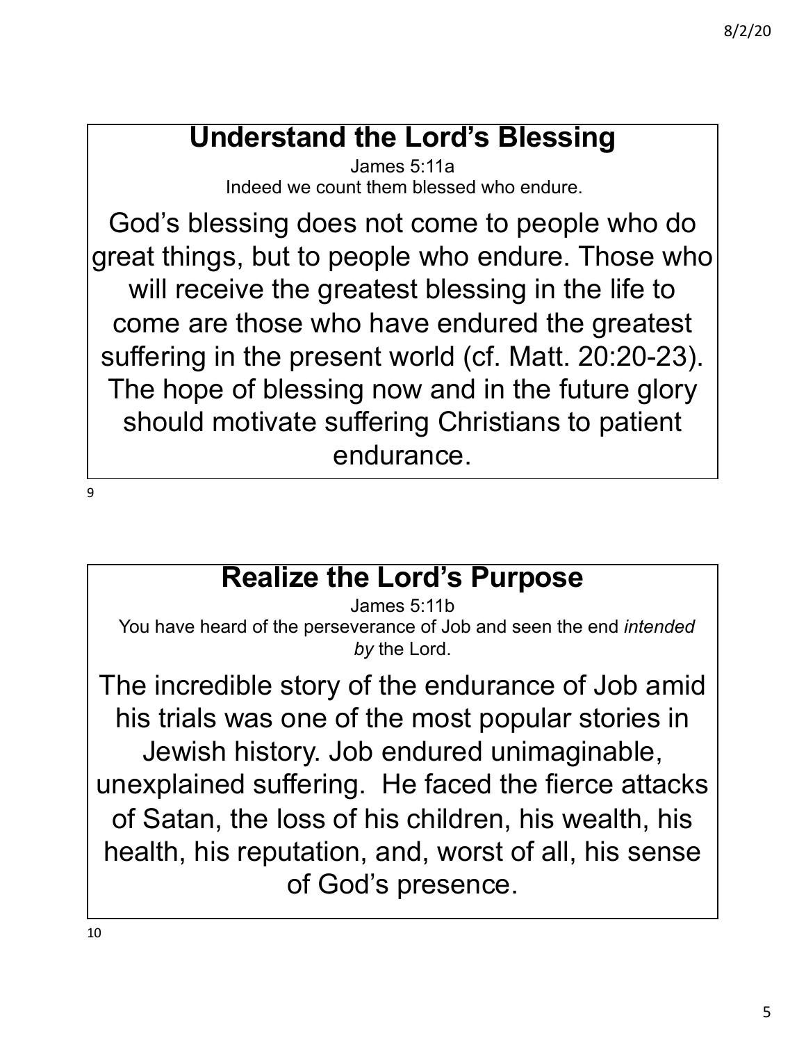## Understand the Lord's Blessing

James 5:11a
Indeed we count them blessed who endure.

God's blessing does not come to people who do great things, but to people who endure. Those who will receive the greatest blessing in the life to come are those who have endured the greatest suffering in the present world (cf. Matt. 20:20-23). The hope of blessing now and in the future glory should motivate suffering Christians to patient endurance.

## Realize the Lord's Purpose

James 5:11b
You have heard of the perseverance of Job and seen the end *intended by* the Lord.

The incredible story of the endurance of Job amid his trials was one of the most popular stories in Jewish history. Job endured unimaginable, unexplained suffering. He faced the fierce attacks of Satan, the loss of his children, his wealth, his health, his reputation, and, worst of all, his sense of God's presence.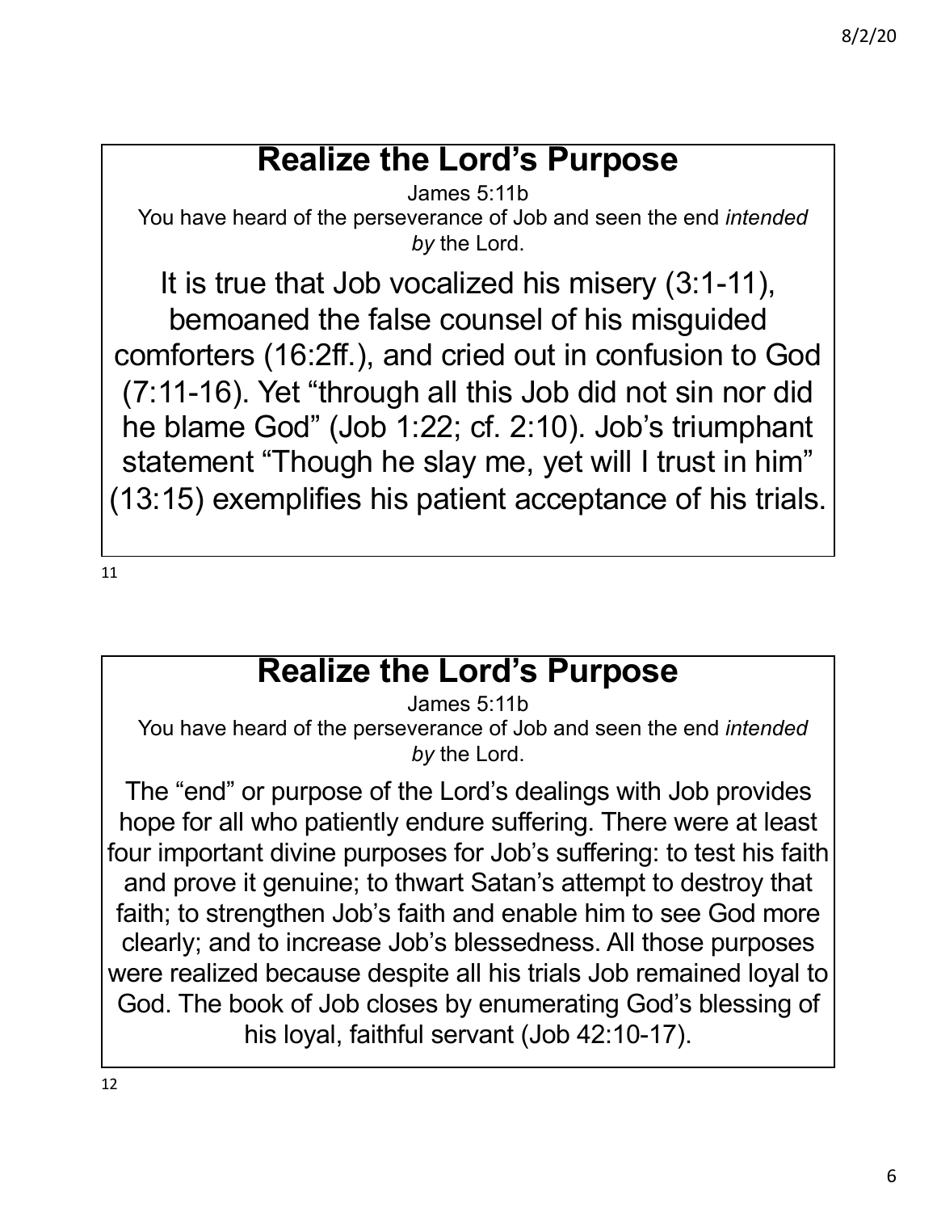## Realize the Lord's Purpose

James 5:11b

You have heard of the perseverance of Job and seen the end *intended by* the Lord.

It is true that Job vocalized his misery (3:1-11), bemoaned the false counsel of his misguided comforters (16:2ff.), and cried out in confusion to God (7:11-16). Yet "through all this Job did not sin nor did he blame God" (Job 1:22; cf. 2:10). Job's triumphant statement "Though he slay me, yet will I trust in him" (13:15) exemplifies his patient acceptance of his trials.

## Realize the Lord's Purpose

James 5:11b

You have heard of the perseverance of Job and seen the end *intended by* the Lord.

The "end" or purpose of the Lord's dealings with Job provides hope for all who patiently endure suffering. There were at least four important divine purposes for Job's suffering: to test his faith and prove it genuine; to thwart Satan's attempt to destroy that faith; to strengthen Job's faith and enable him to see God more clearly; and to increase Job's blessedness. All those purposes were realized because despite all his trials Job remained loyal to God. The book of Job closes by enumerating God's blessing of his loyal, faithful servant (Job 42:10-17).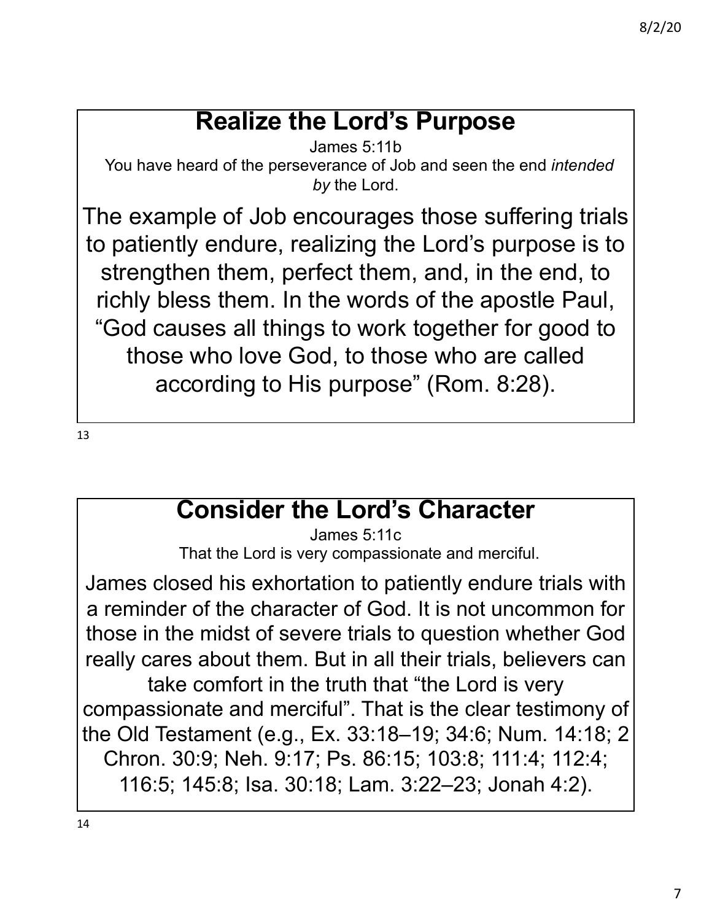## Realize the Lord's Purpose

James 5:11b

You have heard of the perseverance of Job and seen the end *intended by* the Lord.

The example of Job encourages those suffering trials to patiently endure, realizing the Lord's purpose is to strengthen them, perfect them, and, in the end, to richly bless them. In the words of the apostle Paul, "God causes all things to work together for good to those who love God, to those who are called according to His purpose" (Rom. 8:28).

## Consider the Lord's Character

James 5:11c

That the Lord is very compassionate and merciful.

James closed his exhortation to patiently endure trials with a reminder of the character of God. It is not uncommon for those in the midst of severe trials to question whether God really cares about them. But in all their trials, believers can take comfort in the truth that "the Lord is very compassionate and merciful". That is the clear testimony of the Old Testament (e.g., Ex. 33:18–19; 34:6; Num. 14:18; 2 Chron. 30:9; Neh. 9:17; Ps. 86:15; 103:8; 111:4; 112:4; 116:5; 145:8; Isa. 30:18; Lam. 3:22–23; Jonah 4:2).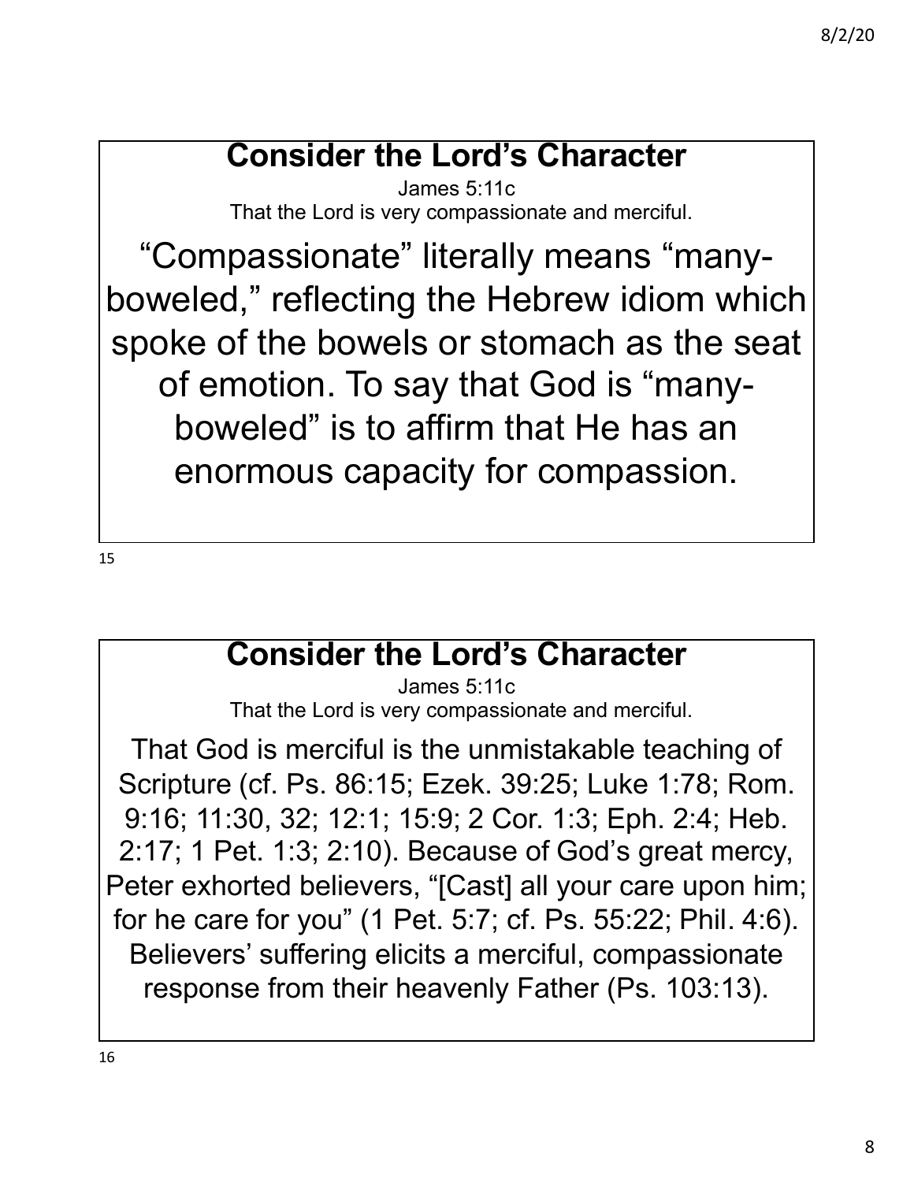## Consider the Lord's Character

James 5:11c

That the Lord is very compassionate and merciful.

"Compassionate" literally means "many-boweled," reflecting the Hebrew idiom which spoke of the bowels or stomach as the seat of emotion. To say that God is "many-boweled" is to affirm that He has an enormous capacity for compassion.

## Consider the Lord's Character

James 5:11c

That the Lord is very compassionate and merciful.

That God is merciful is the unmistakable teaching of Scripture (cf. Ps. 86:15; Ezek. 39:25; Luke 1:78; Rom. 9:16; 11:30, 32; 12:1; 15:9; 2 Cor. 1:3; Eph. 2:4; Heb. 2:17; 1 Pet. 1:3; 2:10). Because of God's great mercy, Peter exhorted believers, "[Cast] all your care upon him; for he care for you" (1 Pet. 5:7; cf. Ps. 55:22; Phil. 4:6). Believers' suffering elicits a merciful, compassionate response from their heavenly Father (Ps. 103:13).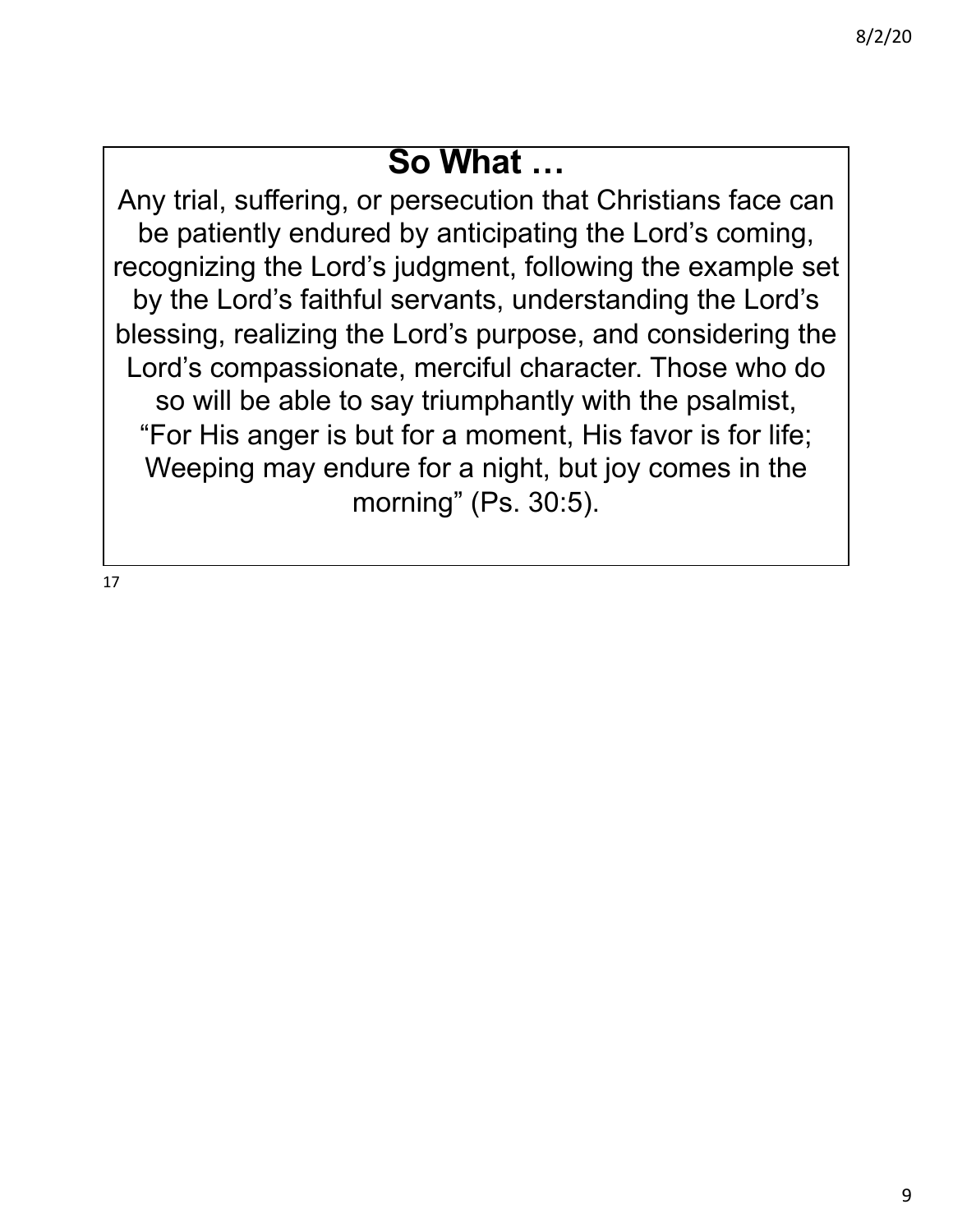## So What …

Any trial, suffering, or persecution that Christians face can be patiently endured by anticipating the Lord's coming, recognizing the Lord's judgment, following the example set by the Lord's faithful servants, understanding the Lord's blessing, realizing the Lord's purpose, and considering the Lord's compassionate, merciful character. Those who do so will be able to say triumphantly with the psalmist, "For His anger is but for a moment, His favor is for life; Weeping may endure for a night, but joy comes in the morning" (Ps. 30:5).